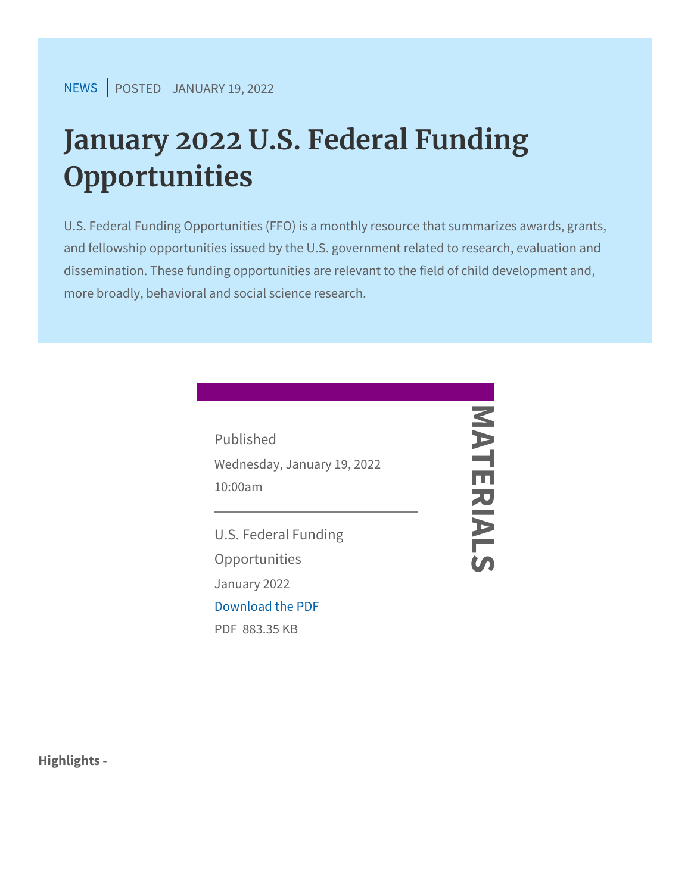NEWS | POSTED JANUARY 19, 2022

# January 2022 U.S. Federal Funding Opportunities

U.S. Federal Funding Opportunities (FFO) is a monthly resource that summarizes awards, grants, and fellowship opportunities issued by the U.S. government related to research, evaluation and dissemination. These funding opportunities are relevant to the field of child development and, more broadly, behavioral and social science research.

## MATERIALS

Published

Wednesday, January 19, 2022
10:00am

U.S. Federal Funding Opportunities

January 2022

Download the PDF

PDF 883.35 KB

**Highlights -**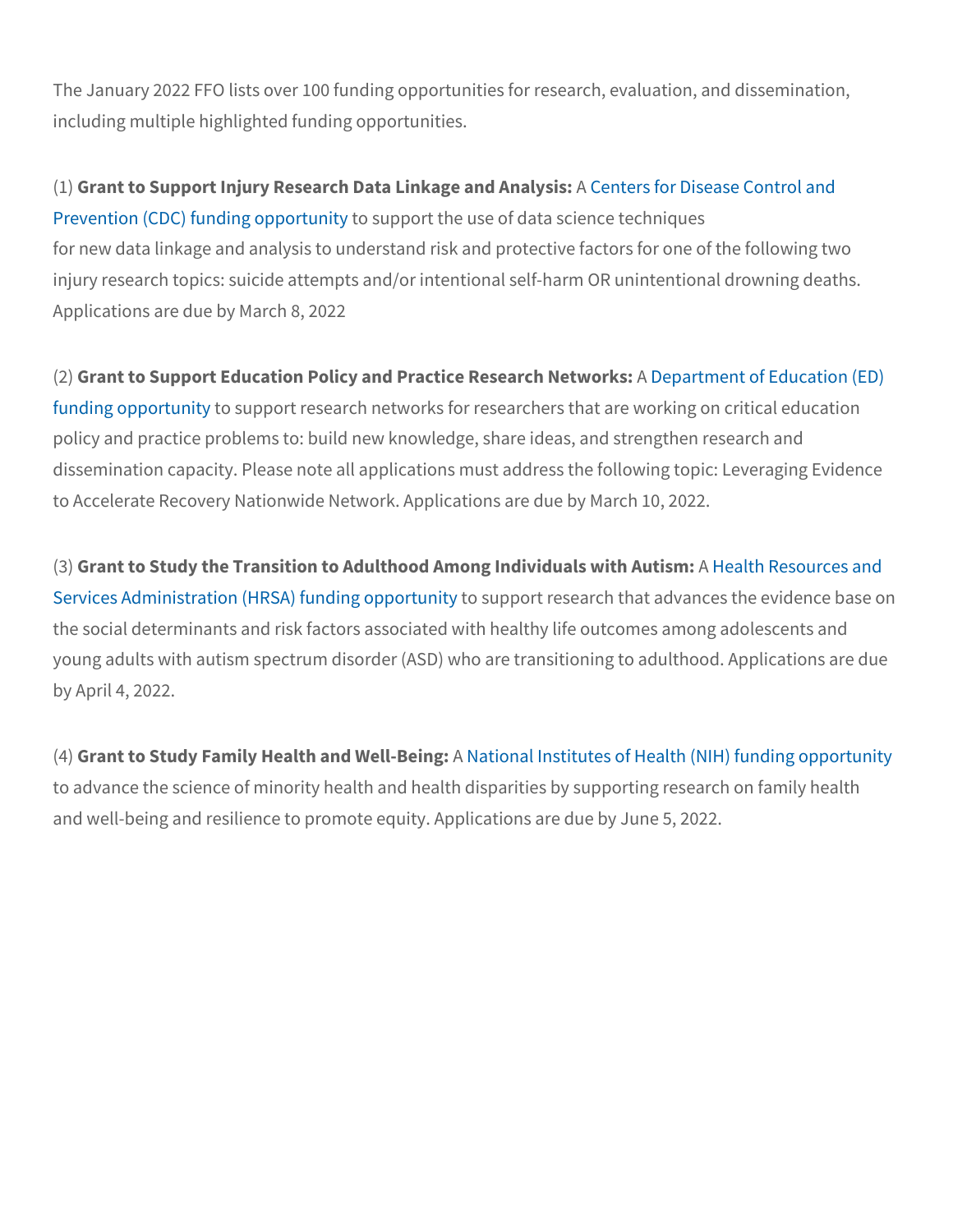The January 2022 FFO lists over 100 funding opportunities for research, evaluation, and dissemination, including multiple highlighted funding opportunities.

(1) **Grant to Support Injury Research Data Linkage and Analysis:** A Centers for Disease Control and Prevention (CDC) funding opportunity to support the use of data science techniques for new data linkage and analysis to understand risk and protective factors for one of the following two injury research topics: suicide attempts and/or intentional self-harm OR unintentional drowning deaths. Applications are due by March 8, 2022

(2) **Grant to Support Education Policy and Practice Research Networks:** A Department of Education (ED) funding opportunity to support research networks for researchers that are working on critical education policy and practice problems to: build new knowledge, share ideas, and strengthen research and dissemination capacity. Please note all applications must address the following topic: Leveraging Evidence to Accelerate Recovery Nationwide Network. Applications are due by March 10, 2022.

(3) **Grant to Study the Transition to Adulthood Among Individuals with Autism:** A Health Resources and Services Administration (HRSA) funding opportunity to support research that advances the evidence base on the social determinants and risk factors associated with healthy life outcomes among adolescents and young adults with autism spectrum disorder (ASD) who are transitioning to adulthood. Applications are due by April 4, 2022.

(4) **Grant to Study Family Health and Well-Being:** A National Institutes of Health (NIH) funding opportunity to advance the science of minority health and health disparities by supporting research on family health and well-being and resilience to promote equity. Applications are due by June 5, 2022.